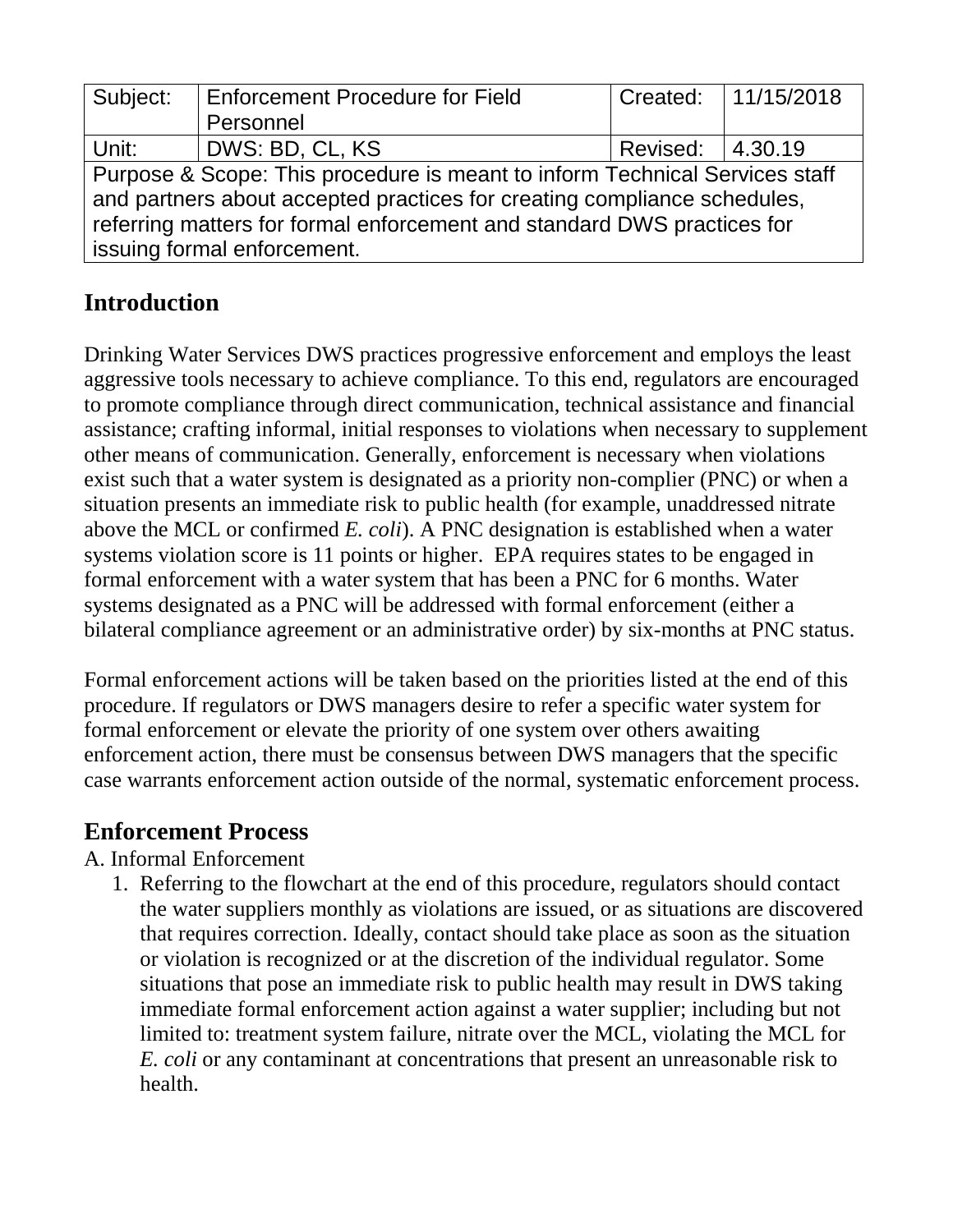| Subject: | Enforcement Procedure for Field Personnel | Created: | 11/15/2018 |
|---|---|---|---|
| Unit: | DWS: BD, CL, KS | Revised: | 4.30.19 |
| Purpose & Scope: This procedure is meant to inform Technical Services staff and partners about accepted practices for creating compliance schedules, referring matters for formal enforcement and standard DWS practices for issuing formal enforcement. | | | |

## Introduction

Drinking Water Services DWS practices progressive enforcement and employs the least aggressive tools necessary to achieve compliance. To this end, regulators are encouraged to promote compliance through direct communication, technical assistance and financial assistance; crafting informal, initial responses to violations when necessary to supplement other means of communication. Generally, enforcement is necessary when violations exist such that a water system is designated as a priority non-complier (PNC) or when a situation presents an immediate risk to public health (for example, unaddressed nitrate above the MCL or confirmed *E. coli*). A PNC designation is established when a water systems violation score is 11 points or higher. EPA requires states to be engaged in formal enforcement with a water system that has been a PNC for 6 months. Water systems designated as a PNC will be addressed with formal enforcement (either a bilateral compliance agreement or an administrative order) by six-months at PNC status.

Formal enforcement actions will be taken based on the priorities listed at the end of this procedure. If regulators or DWS managers desire to refer a specific water system for formal enforcement or elevate the priority of one system over others awaiting enforcement action, there must be consensus between DWS managers that the specific case warrants enforcement action outside of the normal, systematic enforcement process.

## Enforcement Process

A. Informal Enforcement

1. Referring to the flowchart at the end of this procedure, regulators should contact the water suppliers monthly as violations are issued, or as situations are discovered that requires correction. Ideally, contact should take place as soon as the situation or violation is recognized or at the discretion of the individual regulator. Some situations that pose an immediate risk to public health may result in DWS taking immediate formal enforcement action against a water supplier; including but not limited to: treatment system failure, nitrate over the MCL, violating the MCL for *E. coli* or any contaminant at concentrations that present an unreasonable risk to health.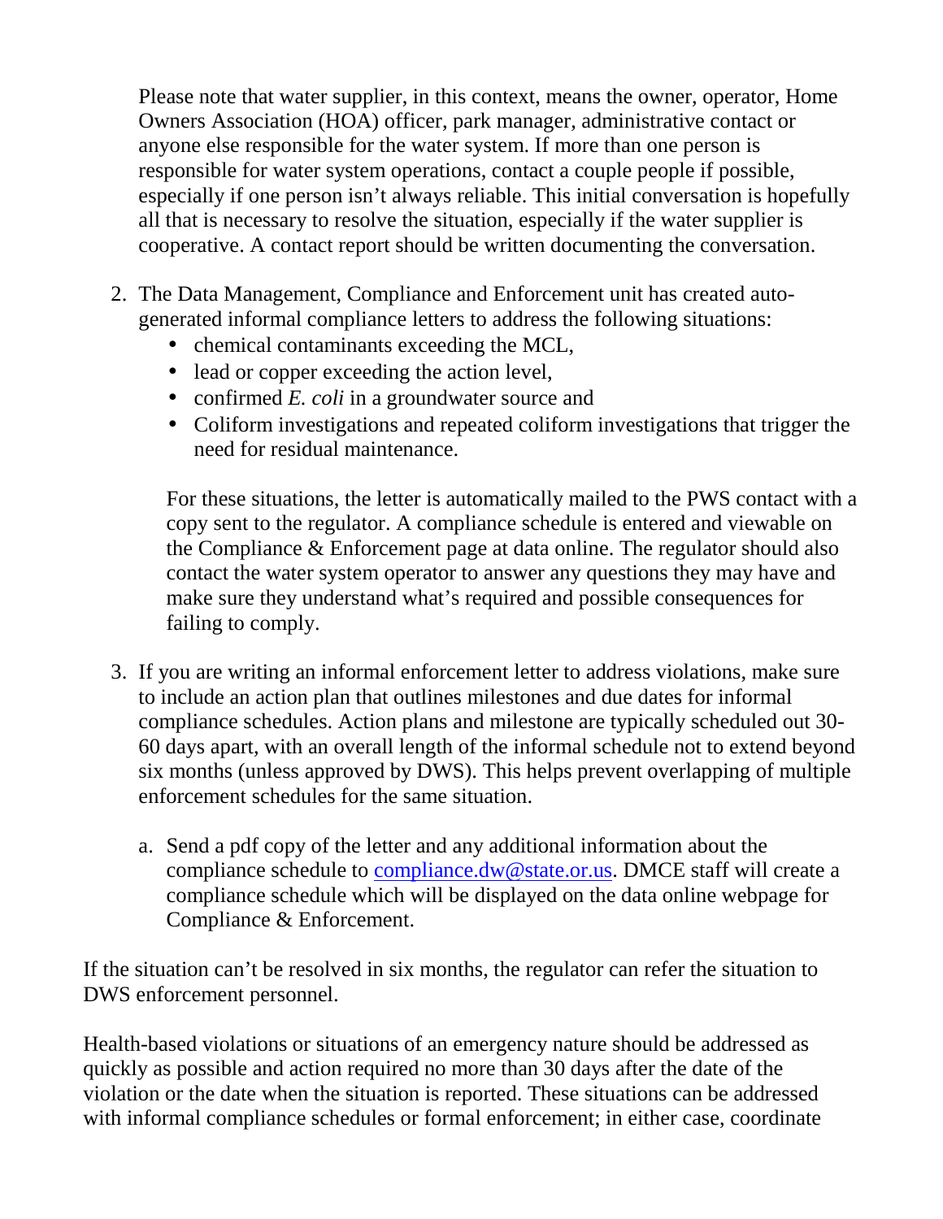Please note that water supplier, in this context, means the owner, operator, Home Owners Association (HOA) officer, park manager, administrative contact or anyone else responsible for the water system. If more than one person is responsible for water system operations, contact a couple people if possible, especially if one person isn't always reliable. This initial conversation is hopefully all that is necessary to resolve the situation, especially if the water supplier is cooperative. A contact report should be written documenting the conversation.

2. The Data Management, Compliance and Enforcement unit has created auto-generated informal compliance letters to address the following situations:
   - chemical contaminants exceeding the MCL,
   - lead or copper exceeding the action level,
   - confirmed *E. coli* in a groundwater source and
   - Coliform investigations and repeated coliform investigations that trigger the need for residual maintenance.

   For these situations, the letter is automatically mailed to the PWS contact with a copy sent to the regulator. A compliance schedule is entered and viewable on the Compliance & Enforcement page at data online. The regulator should also contact the water system operator to answer any questions they may have and make sure they understand what's required and possible consequences for failing to comply.

3. If you are writing an informal enforcement letter to address violations, make sure to include an action plan that outlines milestones and due dates for informal compliance schedules. Action plans and milestone are typically scheduled out 30-60 days apart, with an overall length of the informal schedule not to extend beyond six months (unless approved by DWS). This helps prevent overlapping of multiple enforcement schedules for the same situation.

   a. Send a pdf copy of the letter and any additional information about the compliance schedule to compliance.dw@state.or.us. DMCE staff will create a compliance schedule which will be displayed on the data online webpage for Compliance & Enforcement.

If the situation can't be resolved in six months, the regulator can refer the situation to DWS enforcement personnel.

Health-based violations or situations of an emergency nature should be addressed as quickly as possible and action required no more than 30 days after the date of the violation or the date when the situation is reported. These situations can be addressed with informal compliance schedules or formal enforcement; in either case, coordinate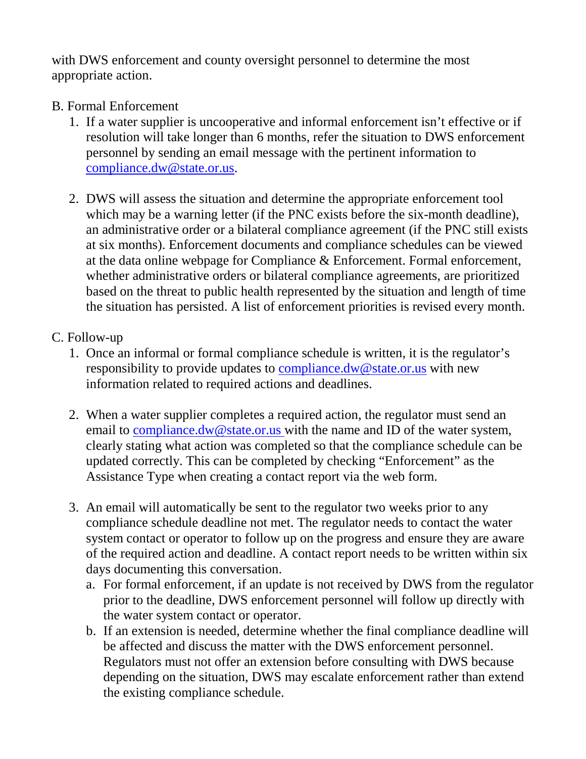with DWS enforcement and county oversight personnel to determine the most appropriate action.

B. Formal Enforcement

1. If a water supplier is uncooperative and informal enforcement isn't effective or if resolution will take longer than 6 months, refer the situation to DWS enforcement personnel by sending an email message with the pertinent information to [compliance.dw@state.or.us](mailto:compliance.dw@state.or.us).

2. DWS will assess the situation and determine the appropriate enforcement tool which may be a warning letter (if the PNC exists before the six-month deadline), an administrative order or a bilateral compliance agreement (if the PNC still exists at six months). Enforcement documents and compliance schedules can be viewed at the data online webpage for Compliance & Enforcement. Formal enforcement, whether administrative orders or bilateral compliance agreements, are prioritized based on the threat to public health represented by the situation and length of time the situation has persisted. A list of enforcement priorities is revised every month.

C. Follow-up

1. Once an informal or formal compliance schedule is written, it is the regulator's responsibility to provide updates to [compliance.dw@state.or.us](mailto:compliance.dw@state.or.us) with new information related to required actions and deadlines.

2. When a water supplier completes a required action, the regulator must send an email to [compliance.dw@state.or.us](mailto:compliance.dw@state.or.us) with the name and ID of the water system, clearly stating what action was completed so that the compliance schedule can be updated correctly. This can be completed by checking "Enforcement" as the Assistance Type when creating a contact report via the web form.

3. An email will automatically be sent to the regulator two weeks prior to any compliance schedule deadline not met. The regulator needs to contact the water system contact or operator to follow up on the progress and ensure they are aware of the required action and deadline. A contact report needs to be written within six days documenting this conversation.
   a. For formal enforcement, if an update is not received by DWS from the regulator prior to the deadline, DWS enforcement personnel will follow up directly with the water system contact or operator.
   b. If an extension is needed, determine whether the final compliance deadline will be affected and discuss the matter with the DWS enforcement personnel. Regulators must not offer an extension before consulting with DWS because depending on the situation, DWS may escalate enforcement rather than extend the existing compliance schedule.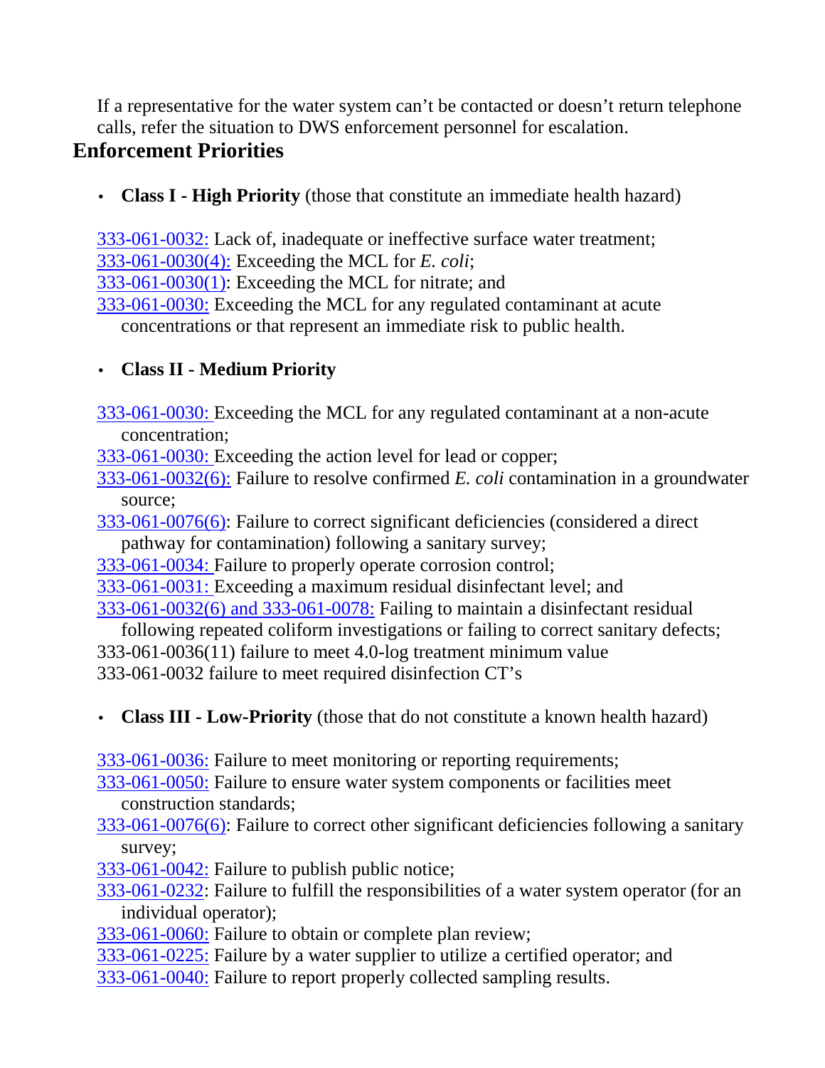If a representative for the water system can't be contacted or doesn't return telephone calls, refer the situation to DWS enforcement personnel for escalation.

## Enforcement Priorities

- **Class I - High Priority** (those that constitute an immediate health hazard)

333-061-0032: Lack of, inadequate or ineffective surface water treatment;
333-061-0030(4): Exceeding the MCL for *E. coli*;
333-061-0030(1): Exceeding the MCL for nitrate; and
333-061-0030: Exceeding the MCL for any regulated contaminant at acute concentrations or that represent an immediate risk to public health.

- **Class II - Medium Priority**

333-061-0030: Exceeding the MCL for any regulated contaminant at a non-acute concentration;
333-061-0030: Exceeding the action level for lead or copper;
333-061-0032(6): Failure to resolve confirmed *E. coli* contamination in a groundwater source;
333-061-0076(6): Failure to correct significant deficiencies (considered a direct pathway for contamination) following a sanitary survey;
333-061-0034: Failure to properly operate corrosion control;
333-061-0031: Exceeding a maximum residual disinfectant level; and
333-061-0032(6) and 333-061-0078: Failing to maintain a disinfectant residual following repeated coliform investigations or failing to correct sanitary defects;
333-061-0036(11) failure to meet 4.0-log treatment minimum value
333-061-0032 failure to meet required disinfection CT's

- **Class III - Low-Priority** (those that do not constitute a known health hazard)

333-061-0036: Failure to meet monitoring or reporting requirements;
333-061-0050: Failure to ensure water system components or facilities meet construction standards;
333-061-0076(6): Failure to correct other significant deficiencies following a sanitary survey;
333-061-0042: Failure to publish public notice;
333-061-0232: Failure to fulfill the responsibilities of a water system operator (for an individual operator);
333-061-0060: Failure to obtain or complete plan review;
333-061-0225: Failure by a water supplier to utilize a certified operator; and
333-061-0040: Failure to report properly collected sampling results.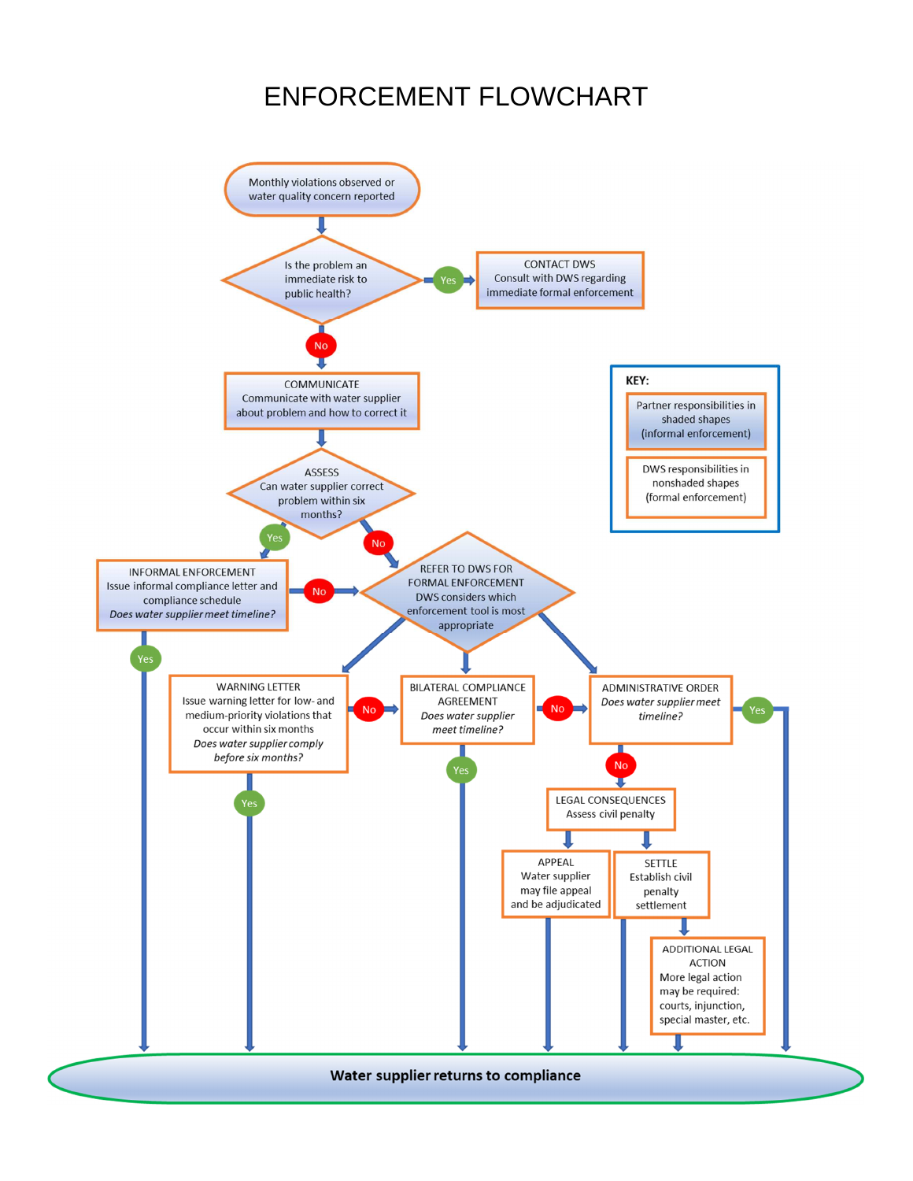# ENFORCEMENT FLOWCHART

Monthly violations observed or water quality concern reported

Is the problem an immediate risk to public health?

Yes

CONTACT DWS
Consult with DWS regarding immediate formal enforcement

No

COMMUNICATE
Communicate with water supplier about problem and how to correct it

ASSESS
Can water supplier correct problem within six months?

Yes

No

INFORMAL ENFORCEMENT
Issue informal compliance letter and compliance schedule
*Does water supplier meet timeline?*

No

REFER TO DWS FOR FORMAL ENFORCEMENT
DWS considers which enforcement tool is most appropriate

Yes

WARNING LETTER
Issue warning letter for low- and medium-priority violations that occur within six months
*Does water supplier comply before six months?*

No

BILATERAL COMPLIANCE AGREEMENT
*Does water supplier meet timeline?*

No

ADMINISTRATIVE ORDER
*Does water supplier meet timeline?*

Yes

Yes

Yes

No

LEGAL CONSEQUENCES
Assess civil penalty

APPEAL
Water supplier may file appeal and be adjudicated

SETTLE
Establish civil penalty settlement

ADDITIONAL LEGAL ACTION
More legal action may be required: courts, injunction, special master, etc.

**Water supplier returns to compliance**

**KEY:**

Partner responsibilities in shaded shapes (informal enforcement)

DWS responsibilities in nonshaded shapes (formal enforcement)